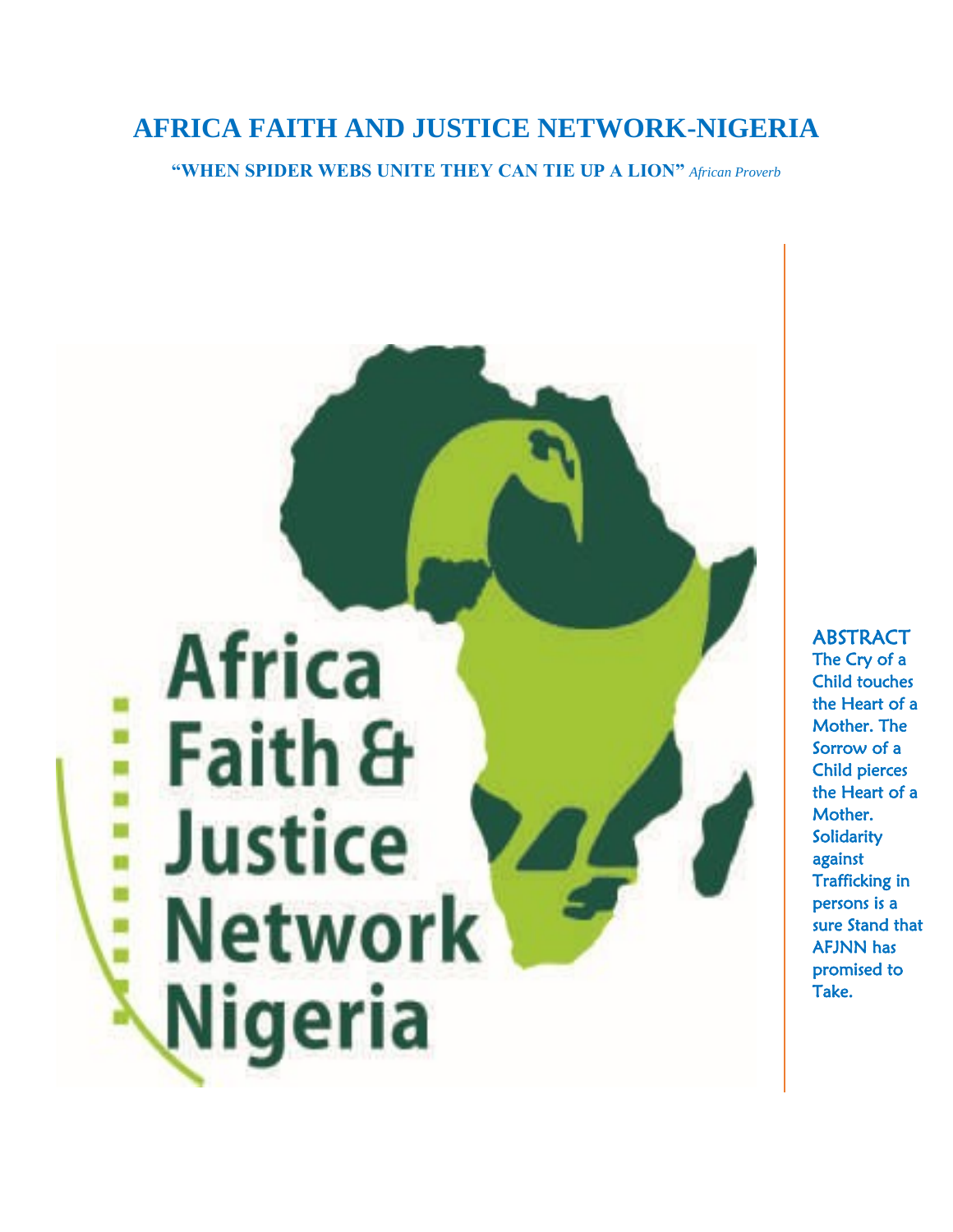# AFRICA FAITH AND JUSTICE NETWORK-NIGERIA

**"WHEN SPIDER WEBS UNITE THEY CAN TIE UP A LION"** *African Proverb*

Africa Faith & Justice Network Nigeria

## ABSTRACT

The Cry of a Child touches the Heart of a Mother. The Sorrow of a Child pierces the Heart of a Mother. Solidarity against Trafficking in persons is a sure Stand that AFJNN has promised to Take.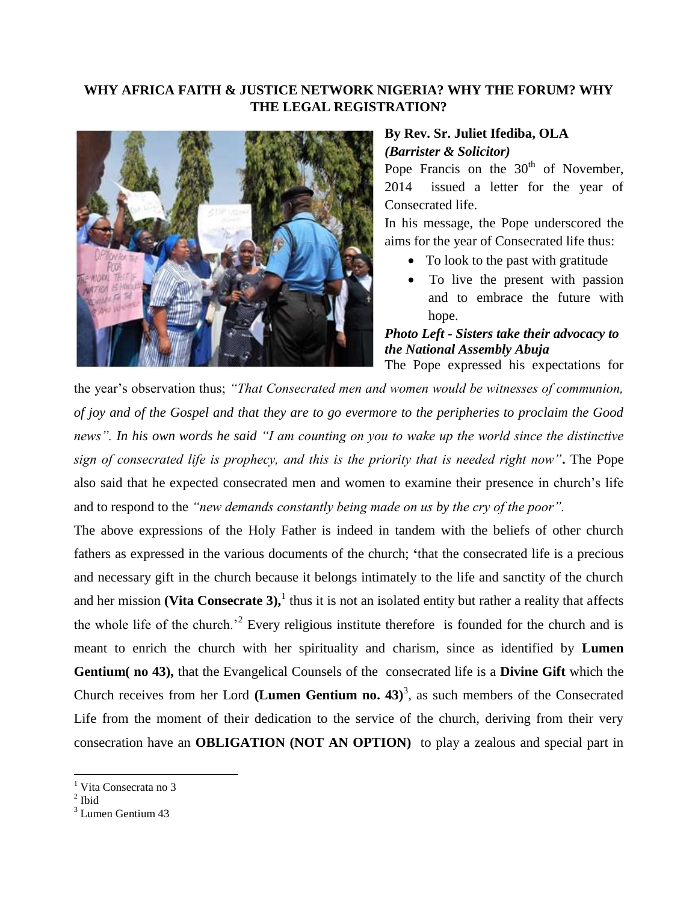**WHY AFRICA FAITH & JUSTICE NETWORK NIGERIA? WHY THE FORUM? WHY THE LEGAL REGISTRATION?**

**By Rev. Sr. Juliet Ifediba, OLA**
***(Barrister & Solicitor)***

Pope Francis on the 30th of November, 2014 issued a letter for the year of Consecrated life.

In his message, the Pope underscored the aims for the year of Consecrated life thus:

- To look to the past with gratitude
- To live the present with passion and to embrace the future with hope.

***Photo Left - Sisters take their advocacy to the National Assembly Abuja***

The Pope expressed his expectations for the year's observation thus; *"That Consecrated men and women would be witnesses of communion, of joy and of the Gospel and that they are to go evermore to the peripheries to proclaim the Good news". In his own words he said "I am counting on you to wake up the world since the distinctive sign of consecrated life is prophecy, and this is the priority that is needed right now"***.** The Pope also said that he expected consecrated men and women to examine their presence in church's life and to respond to the *"new demands constantly being made on us by the cry of the poor".*

The above expressions of the Holy Father is indeed in tandem with the beliefs of other church fathers as expressed in the various documents of the church; **'**that the consecrated life is a precious and necessary gift in the church because it belongs intimately to the life and sanctity of the church and her mission **(Vita Consecrate 3),**[1] thus it is not an isolated entity but rather a reality that affects the whole life of the church.'[2] Every religious institute therefore is founded for the church and is meant to enrich the church with her spirituality and charism, since as identified by **Lumen Gentium( no 43),** that the Evangelical Counsels of the consecrated life is a **Divine Gift** which the Church receives from her Lord **(Lumen Gentium no. 43)**[3], as such members of the Consecrated Life from the moment of their dedication to the service of the church, deriving from their very consecration have an **OBLIGATION (NOT AN OPTION)** to play a zealous and special part in

---

[1] Vita Consecrata no 3
[2] Ibid
[3] Lumen Gentium 43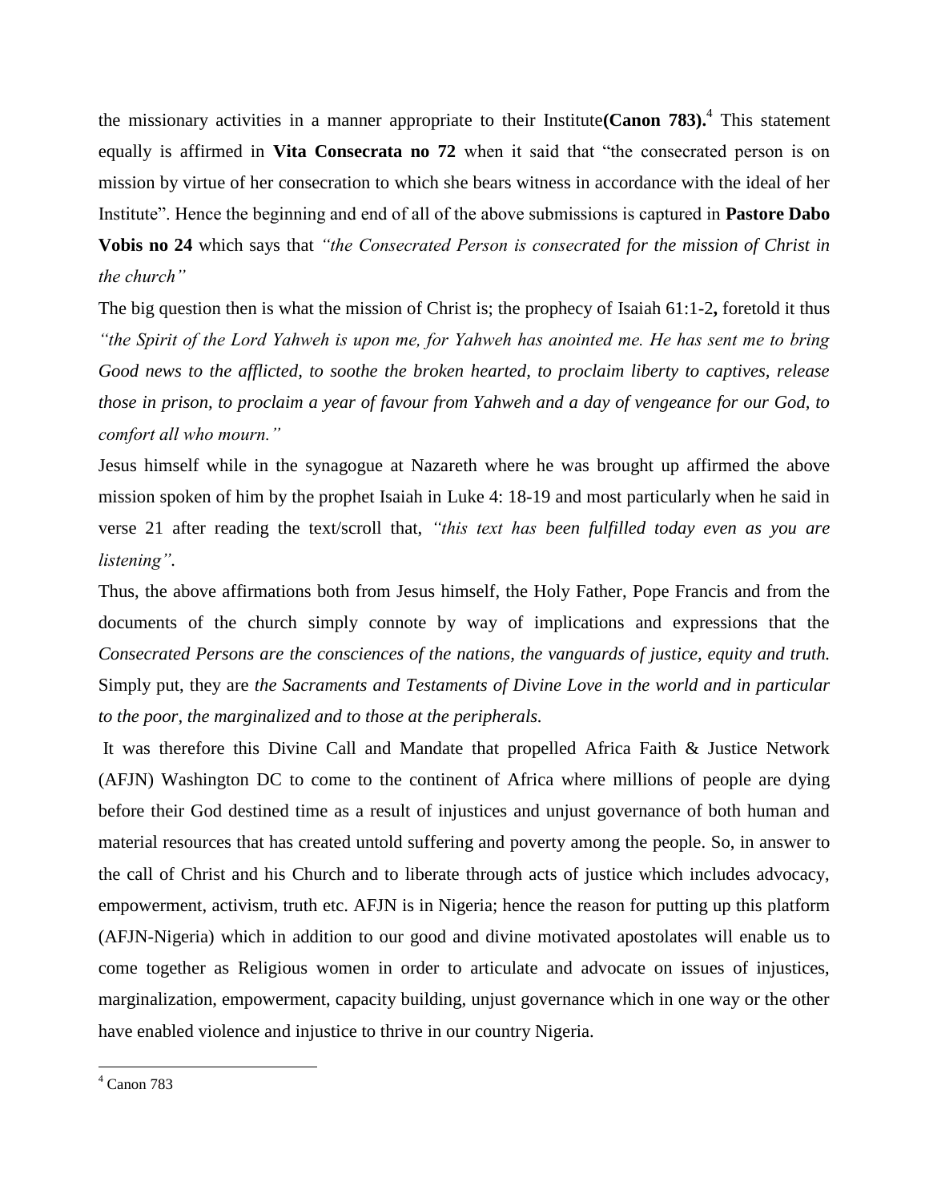the missionary activities in a manner appropriate to their Institute**(Canon 783).**[4] This statement equally is affirmed in **Vita Consecrata no 72** when it said that "the consecrated person is on mission by virtue of her consecration to which she bears witness in accordance with the ideal of her Institute". Hence the beginning and end of all of the above submissions is captured in **Pastore Dabo Vobis no 24** which says that *"the Consecrated Person is consecrated for the mission of Christ in the church"*

The big question then is what the mission of Christ is; the prophecy of Isaiah 61:1-2**,** foretold it thus *"the Spirit of the Lord Yahweh is upon me, for Yahweh has anointed me. He has sent me to bring Good news to the afflicted, to soothe the broken hearted, to proclaim liberty to captives, release those in prison, to proclaim a year of favour from Yahweh and a day of vengeance for our God, to comfort all who mourn."*

Jesus himself while in the synagogue at Nazareth where he was brought up affirmed the above mission spoken of him by the prophet Isaiah in Luke 4: 18-19 and most particularly when he said in verse 21 after reading the text/scroll that, *"this text has been fulfilled today even as you are listening"*.

Thus, the above affirmations both from Jesus himself, the Holy Father, Pope Francis and from the documents of the church simply connote by way of implications and expressions that the *Consecrated Persons are the consciences of the nations, the vanguards of justice, equity and truth.* Simply put, they are *the Sacraments and Testaments of Divine Love in the world and in particular to the poor, the marginalized and to those at the peripherals.*

It was therefore this Divine Call and Mandate that propelled Africa Faith & Justice Network (AFJN) Washington DC to come to the continent of Africa where millions of people are dying before their God destined time as a result of injustices and unjust governance of both human and material resources that has created untold suffering and poverty among the people. So, in answer to the call of Christ and his Church and to liberate through acts of justice which includes advocacy, empowerment, activism, truth etc. AFJN is in Nigeria; hence the reason for putting up this platform (AFJN-Nigeria) which in addition to our good and divine motivated apostolates will enable us to come together as Religious women in order to articulate and advocate on issues of injustices, marginalization, empowerment, capacity building, unjust governance which in one way or the other have enabled violence and injustice to thrive in our country Nigeria.

[4] Canon 783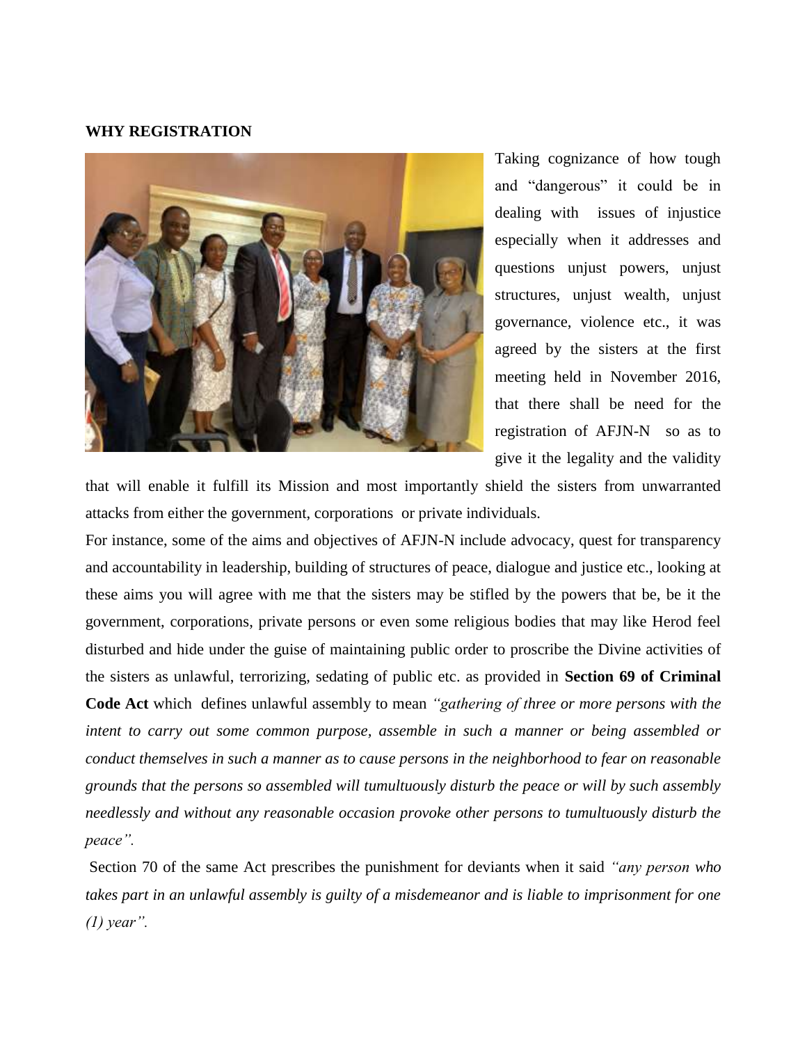**WHY REGISTRATION**

Taking cognizance of how tough and "dangerous" it could be in dealing with issues of injustice especially when it addresses and questions unjust powers, unjust structures, unjust wealth, unjust governance, violence etc., it was agreed by the sisters at the first meeting held in November 2016, that there shall be need for the registration of AFJN-N so as to give it the legality and the validity that will enable it fulfill its Mission and most importantly shield the sisters from unwarranted attacks from either the government, corporations or private individuals.

For instance, some of the aims and objectives of AFJN-N include advocacy, quest for transparency and accountability in leadership, building of structures of peace, dialogue and justice etc., looking at these aims you will agree with me that the sisters may be stifled by the powers that be, be it the government, corporations, private persons or even some religious bodies that may like Herod feel disturbed and hide under the guise of maintaining public order to proscribe the Divine activities of the sisters as unlawful, terrorizing, sedating of public etc. as provided in **Section 69 of Criminal Code Act** which defines unlawful assembly to mean *"gathering of three or more persons with the intent to carry out some common purpose, assemble in such a manner or being assembled or conduct themselves in such a manner as to cause persons in the neighborhood to fear on reasonable grounds that the persons so assembled will tumultuously disturb the peace or will by such assembly needlessly and without any reasonable occasion provoke other persons to tumultuously disturb the peace".*

Section 70 of the same Act prescribes the punishment for deviants when it said *"any person who takes part in an unlawful assembly is guilty of a misdemeanor and is liable to imprisonment for one (1) year".*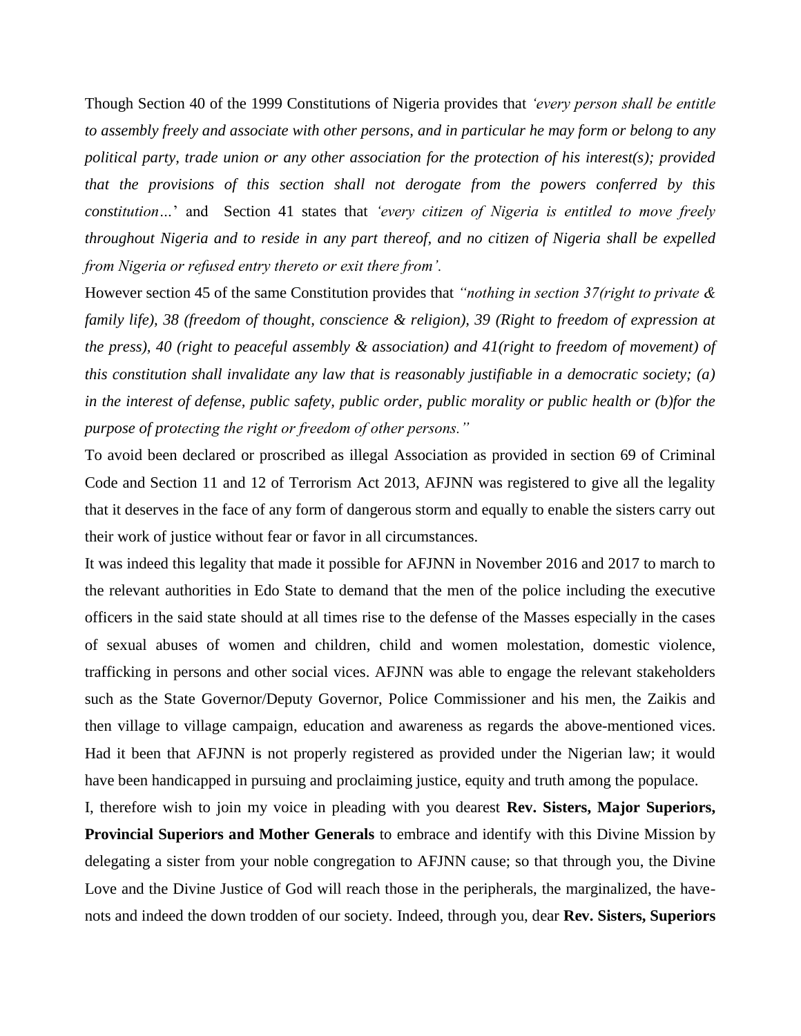Though Section 40 of the 1999 Constitutions of Nigeria provides that *'every person shall be entitle to assembly freely and associate with other persons, and in particular he may form or belong to any political party, trade union or any other association for the protection of his interest(s); provided that the provisions of this section shall not derogate from the powers conferred by this constitution…*' and Section 41 states that *'every citizen of Nigeria is entitled to move freely throughout Nigeria and to reside in any part thereof, and no citizen of Nigeria shall be expelled from Nigeria or refused entry thereto or exit there from'.*

However section 45 of the same Constitution provides that *"nothing in section 37(right to private & family life), 38 (freedom of thought, conscience & religion), 39 (Right to freedom of expression at the press), 40 (right to peaceful assembly & association) and 41(right to freedom of movement) of this constitution shall invalidate any law that is reasonably justifiable in a democratic society; (a) in the interest of defense, public safety, public order, public morality or public health or (b)for the purpose of protecting the right or freedom of other persons."*

To avoid been declared or proscribed as illegal Association as provided in section 69 of Criminal Code and Section 11 and 12 of Terrorism Act 2013, AFJNN was registered to give all the legality that it deserves in the face of any form of dangerous storm and equally to enable the sisters carry out their work of justice without fear or favor in all circumstances.

It was indeed this legality that made it possible for AFJNN in November 2016 and 2017 to march to the relevant authorities in Edo State to demand that the men of the police including the executive officers in the said state should at all times rise to the defense of the Masses especially in the cases of sexual abuses of women and children, child and women molestation, domestic violence, trafficking in persons and other social vices. AFJNN was able to engage the relevant stakeholders such as the State Governor/Deputy Governor, Police Commissioner and his men, the Zaikis and then village to village campaign, education and awareness as regards the above-mentioned vices. Had it been that AFJNN is not properly registered as provided under the Nigerian law; it would have been handicapped in pursuing and proclaiming justice, equity and truth among the populace.

I, therefore wish to join my voice in pleading with you dearest **Rev. Sisters, Major Superiors, Provincial Superiors and Mother Generals** to embrace and identify with this Divine Mission by delegating a sister from your noble congregation to AFJNN cause; so that through you, the Divine Love and the Divine Justice of God will reach those in the peripherals, the marginalized, the have-nots and indeed the down trodden of our society. Indeed, through you, dear **Rev. Sisters, Superiors**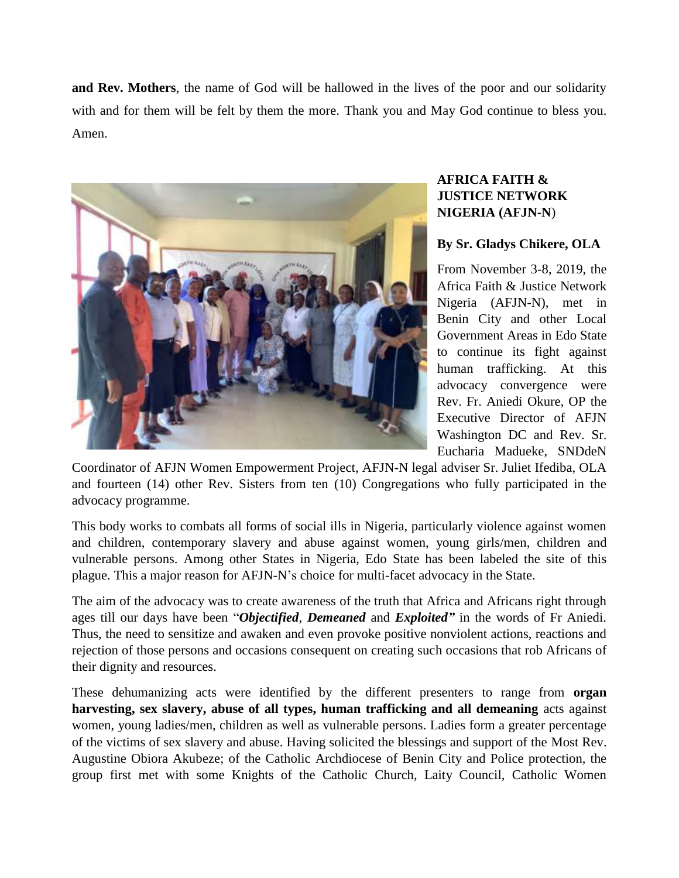**and Rev. Mothers**, the name of God will be hallowed in the lives of the poor and our solidarity with and for them will be felt by them the more. Thank you and May God continue to bless you. Amen.

## AFRICA FAITH & JUSTICE NETWORK NIGERIA (AFJN-N)

**By Sr. Gladys Chikere, OLA**

From November 3-8, 2019, the Africa Faith & Justice Network Nigeria (AFJN-N), met in Benin City and other Local Government Areas in Edo State to continue its fight against human trafficking. At this advocacy convergence were Rev. Fr. Aniedi Okure, OP the Executive Director of AFJN Washington DC and Rev. Sr. Eucharia Madueke, SNDdeN Coordinator of AFJN Women Empowerment Project, AFJN-N legal adviser Sr. Juliet Ifediba, OLA and fourteen (14) other Rev. Sisters from ten (10) Congregations who fully participated in the advocacy programme.

This body works to combats all forms of social ills in Nigeria, particularly violence against women and children, contemporary slavery and abuse against women, young girls/men, children and vulnerable persons. Among other States in Nigeria, Edo State has been labeled the site of this plague. This a major reason for AFJN-N's choice for multi-facet advocacy in the State.

The aim of the advocacy was to create awareness of the truth that Africa and Africans right through ages till our days have been "***Objectified***, ***Demeaned*** and ***Exploited"*** in the words of Fr Aniedi. Thus, the need to sensitize and awaken and even provoke positive nonviolent actions, reactions and rejection of those persons and occasions consequent on creating such occasions that rob Africans of their dignity and resources.

These dehumanizing acts were identified by the different presenters to range from **organ harvesting, sex slavery, abuse of all types, human trafficking and all demeaning** acts against women, young ladies/men, children as well as vulnerable persons. Ladies form a greater percentage of the victims of sex slavery and abuse. Having solicited the blessings and support of the Most Rev. Augustine Obiora Akubeze; of the Catholic Archdiocese of Benin City and Police protection, the group first met with some Knights of the Catholic Church, Laity Council, Catholic Women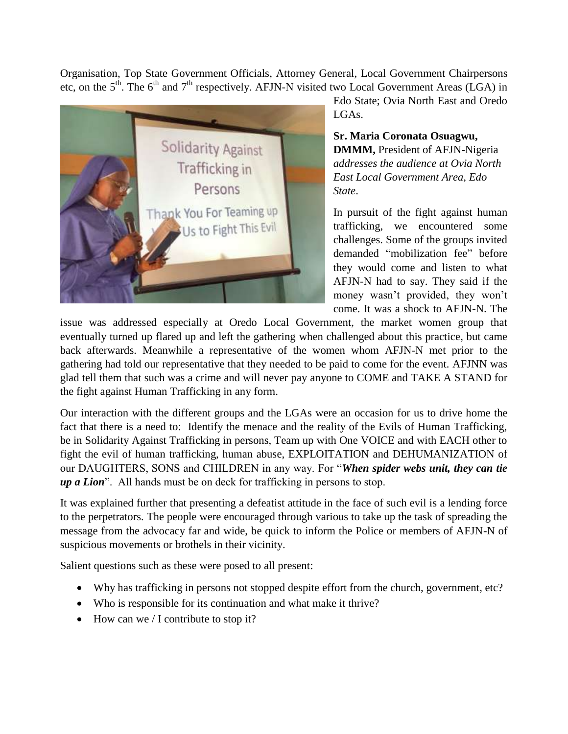Organisation, Top State Government Officials, Attorney General, Local Government Chairpersons etc, on the 5th. The 6th and 7th respectively. AFJN-N visited two Local Government Areas (LGA) in Edo State; Ovia North East and Oredo LGAs.

**Sr. Maria Coronata Osuagwu, DMMM,** President of AFJN-Nigeria *addresses the audience at Ovia North East Local Government Area, Edo State*.

In pursuit of the fight against human trafficking, we encountered some challenges. Some of the groups invited demanded "mobilization fee" before they would come and listen to what AFJN-N had to say. They said if the money wasn't provided, they won't come. It was a shock to AFJN-N. The issue was addressed especially at Oredo Local Government, the market women group that eventually turned up flared up and left the gathering when challenged about this practice, but came back afterwards. Meanwhile a representative of the women whom AFJN-N met prior to the gathering had told our representative that they needed to be paid to come for the event. AFJNN was glad tell them that such was a crime and will never pay anyone to COME and TAKE A STAND for the fight against Human Trafficking in any form.

Our interaction with the different groups and the LGAs were an occasion for us to drive home the fact that there is a need to: Identify the menace and the reality of the Evils of Human Trafficking, be in Solidarity Against Trafficking in persons, Team up with One VOICE and with EACH other to fight the evil of human trafficking, human abuse, EXPLOITATION and DEHUMANIZATION of our DAUGHTERS, SONS and CHILDREN in any way. For "***When spider webs unit, they can tie up a Lion***". All hands must be on deck for trafficking in persons to stop.

It was explained further that presenting a defeatist attitude in the face of such evil is a lending force to the perpetrators. The people were encouraged through various to take up the task of spreading the message from the advocacy far and wide, be quick to inform the Police or members of AFJN-N of suspicious movements or brothels in their vicinity.

Salient questions such as these were posed to all present:

- Why has trafficking in persons not stopped despite effort from the church, government, etc?
- Who is responsible for its continuation and what make it thrive?
- How can we / I contribute to stop it?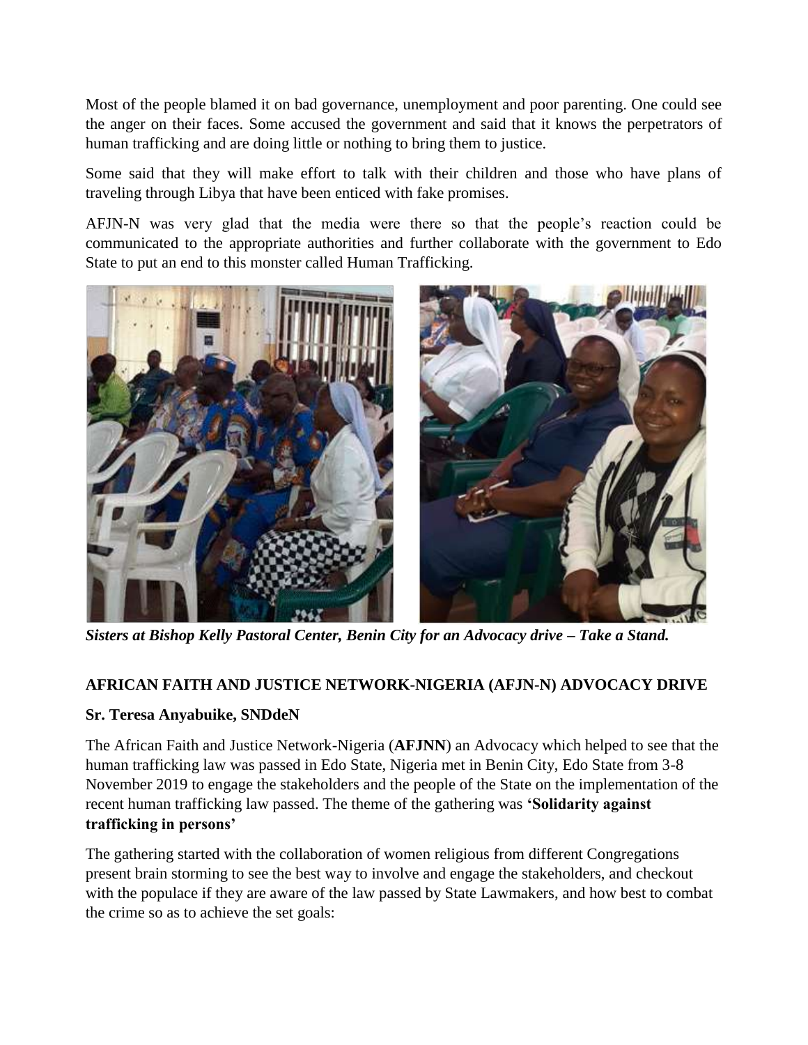Most of the people blamed it on bad governance, unemployment and poor parenting. One could see the anger on their faces. Some accused the government and said that it knows the perpetrators of human trafficking and are doing little or nothing to bring them to justice.

Some said that they will make effort to talk with their children and those who have plans of traveling through Libya that have been enticed with fake promises.

AFJN-N was very glad that the media were there so that the people's reaction could be communicated to the appropriate authorities and further collaborate with the government to Edo State to put an end to this monster called Human Trafficking.

***Sisters at Bishop Kelly Pastoral Center, Benin City for an Advocacy drive – Take a Stand.***

## AFRICAN FAITH AND JUSTICE NETWORK-NIGERIA (AFJN-N) ADVOCACY DRIVE

**Sr. Teresa Anyabuike, SNDdeN**

The African Faith and Justice Network-Nigeria (**AFJNN**) an Advocacy which helped to see that the human trafficking law was passed in Edo State, Nigeria met in Benin City, Edo State from 3-8 November 2019 to engage the stakeholders and the people of the State on the implementation of the recent human trafficking law passed. The theme of the gathering was **'Solidarity against trafficking in persons'**

The gathering started with the collaboration of women religious from different Congregations present brain storming to see the best way to involve and engage the stakeholders, and checkout with the populace if they are aware of the law passed by State Lawmakers, and how best to combat the crime so as to achieve the set goals: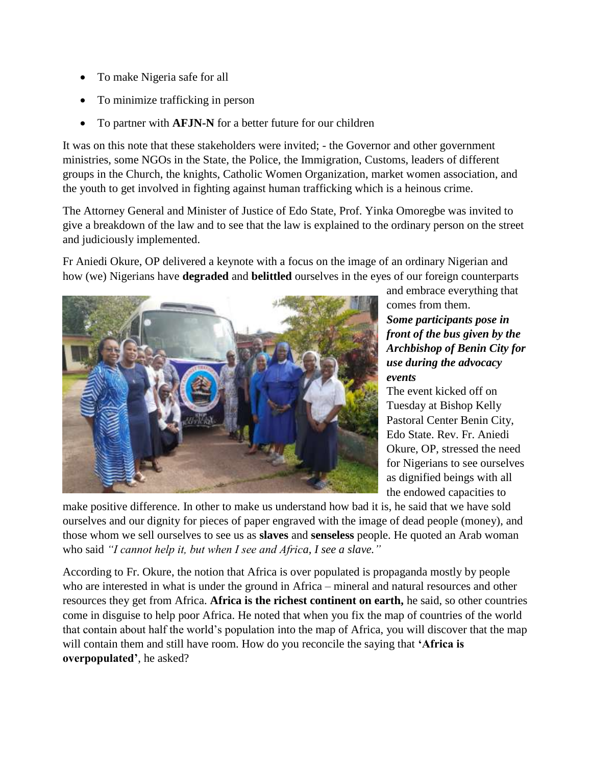- To make Nigeria safe for all
- To minimize trafficking in person
- To partner with **AFJN-N** for a better future for our children

It was on this note that these stakeholders were invited; - the Governor and other government ministries, some NGOs in the State, the Police, the Immigration, Customs, leaders of different groups in the Church, the knights, Catholic Women Organization, market women association, and the youth to get involved in fighting against human trafficking which is a heinous crime.

The Attorney General and Minister of Justice of Edo State, Prof. Yinka Omoregbe was invited to give a breakdown of the law and to see that the law is explained to the ordinary person on the street and judiciously implemented.

Fr Aniedi Okure, OP delivered a keynote with a focus on the image of an ordinary Nigerian and how (we) Nigerians have **degraded** and **belittled** ourselves in the eyes of our foreign counterparts and embrace everything that comes from them.

***Some participants pose in front of the bus given by the Archbishop of Benin City for use during the advocacy events***

The event kicked off on Tuesday at Bishop Kelly Pastoral Center Benin City, Edo State. Rev. Fr. Aniedi Okure, OP, stressed the need for Nigerians to see ourselves as dignified beings with all the endowed capacities to make positive difference. In other to make us understand how bad it is, he said that we have sold ourselves and our dignity for pieces of paper engraved with the image of dead people (money), and those whom we sell ourselves to see us as **slaves** and **senseless** people. He quoted an Arab woman who said *"I cannot help it, but when I see and Africa, I see a slave."*

According to Fr. Okure, the notion that Africa is over populated is propaganda mostly by people who are interested in what is under the ground in Africa – mineral and natural resources and other resources they get from Africa. **Africa is the richest continent on earth,** he said, so other countries come in disguise to help poor Africa. He noted that when you fix the map of countries of the world that contain about half the world's population into the map of Africa, you will discover that the map will contain them and still have room. How do you reconcile the saying that **'Africa is overpopulated'**, he asked?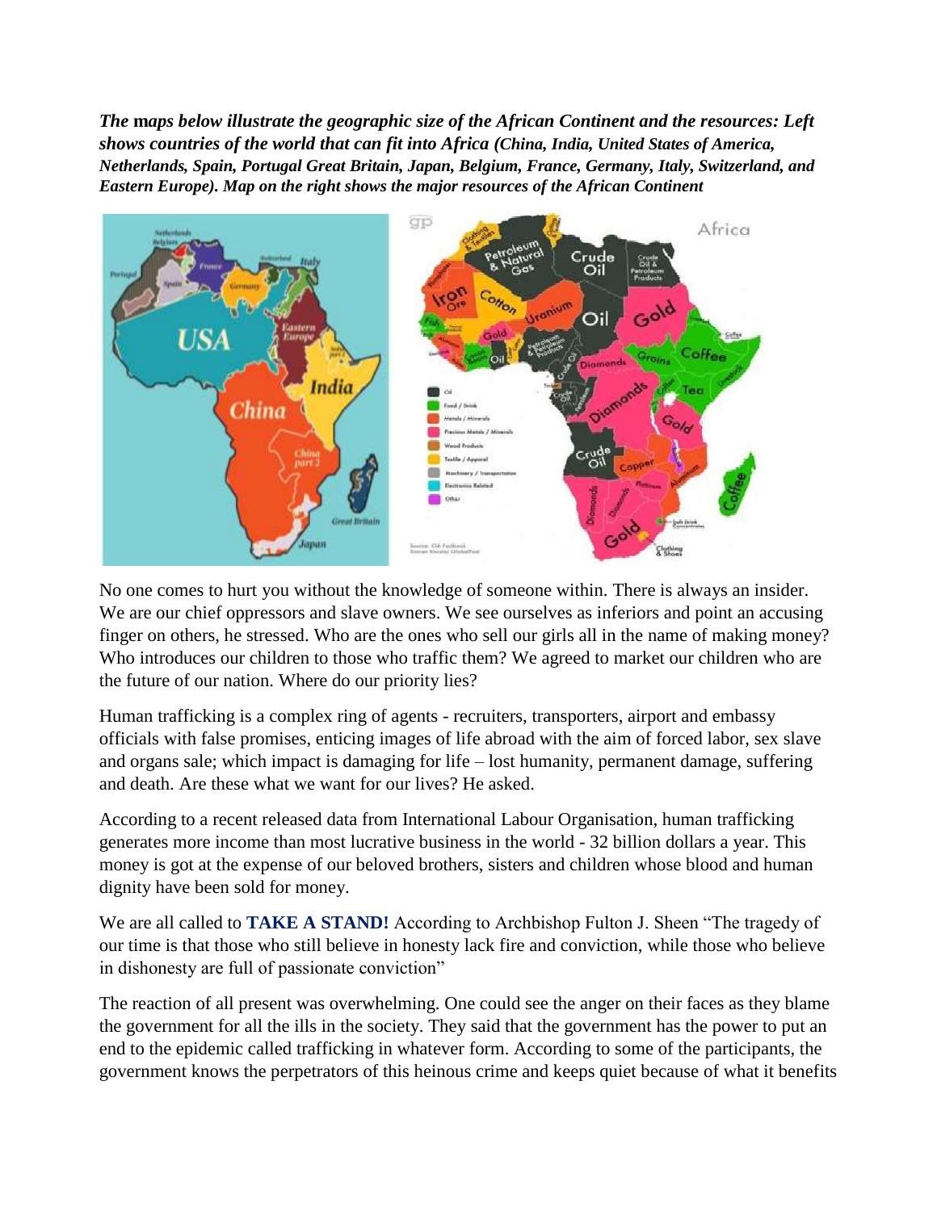***The* maps below illustrate the geographic size of the African Continent and the resources: Left shows countries of the world that can fit into Africa (China, India, United States of America, Netherlands, Spain, Portugal Great Britain, Japan, Belgium, France, Germany, Italy, Switzerland, and Eastern Europe). Map on the right shows the major resources of the African Continent**

No one comes to hurt you without the knowledge of someone within. There is always an insider. We are our chief oppressors and slave owners. We see ourselves as inferiors and point an accusing finger on others, he stressed. Who are the ones who sell our girls all in the name of making money? Who introduces our children to those who traffic them? We agreed to market our children who are the future of our nation. Where do our priority lies?

Human trafficking is a complex ring of agents - recruiters, transporters, airport and embassy officials with false promises, enticing images of life abroad with the aim of forced labor, sex slave and organs sale; which impact is damaging for life – lost humanity, permanent damage, suffering and death. Are these what we want for our lives? He asked.

According to a recent released data from International Labour Organisation, human trafficking generates more income than most lucrative business in the world - 32 billion dollars a year. This money is got at the expense of our beloved brothers, sisters and children whose blood and human dignity have been sold for money.

We are all called to **TAKE A STAND!** According to Archbishop Fulton J. Sheen "The tragedy of our time is that those who still believe in honesty lack fire and conviction, while those who believe in dishonesty are full of passionate conviction"

The reaction of all present was overwhelming. One could see the anger on their faces as they blame the government for all the ills in the society. They said that the government has the power to put an end to the epidemic called trafficking in whatever form. According to some of the participants, the government knows the perpetrators of this heinous crime and keeps quiet because of what it benefits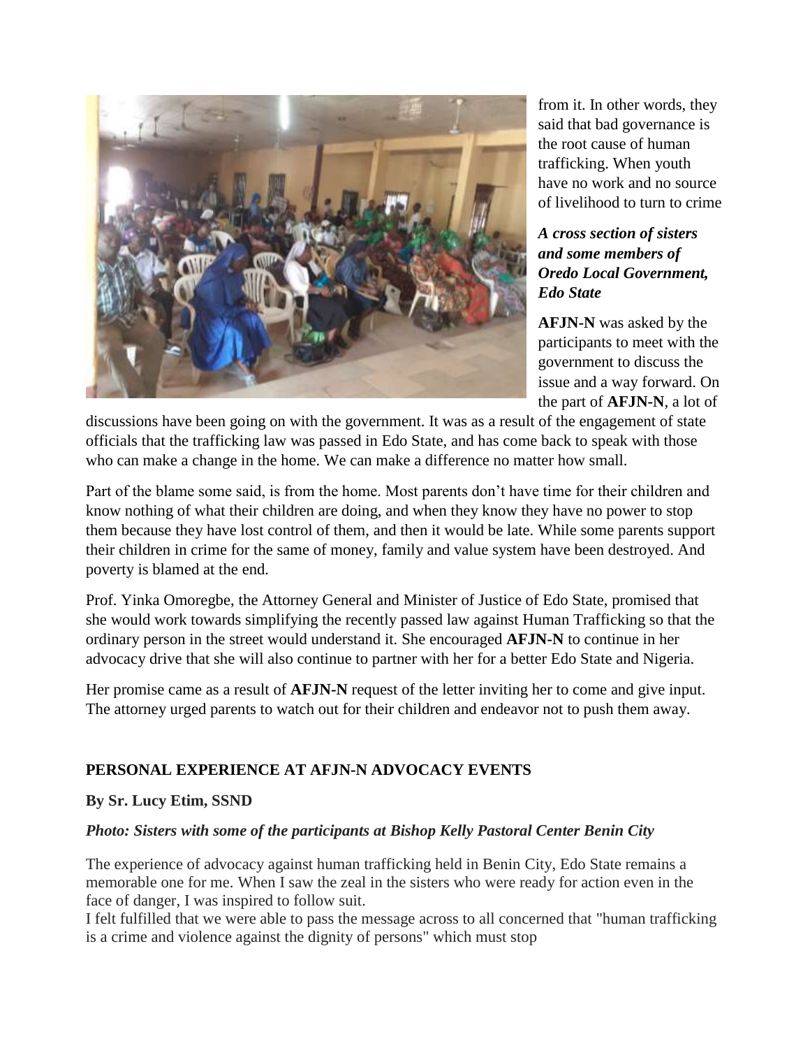from it. In other words, they said that bad governance is the root cause of human trafficking. When youth have no work and no source of livelihood to turn to crime

***A cross section of sisters and some members of Oredo Local Government, Edo State***

**AFJN-N** was asked by the participants to meet with the government to discuss the issue and a way forward. On the part of **AFJN-N**, a lot of discussions have been going on with the government. It was as a result of the engagement of state officials that the trafficking law was passed in Edo State, and has come back to speak with those who can make a change in the home. We can make a difference no matter how small.

Part of the blame some said, is from the home. Most parents don't have time for their children and know nothing of what their children are doing, and when they know they have no power to stop them because they have lost control of them, and then it would be late. While some parents support their children in crime for the same of money, family and value system have been destroyed. And poverty is blamed at the end.

Prof. Yinka Omoregbe, the Attorney General and Minister of Justice of Edo State, promised that she would work towards simplifying the recently passed law against Human Trafficking so that the ordinary person in the street would understand it. She encouraged **AFJN-N** to continue in her advocacy drive that she will also continue to partner with her for a better Edo State and Nigeria.

Her promise came as a result of **AFJN-N** request of the letter inviting her to come and give input. The attorney urged parents to watch out for their children and endeavor not to push them away.

## PERSONAL EXPERIENCE AT AFJN-N ADVOCACY EVENTS

**By Sr. Lucy Etim, SSND**

***Photo: Sisters with some of the participants at Bishop Kelly Pastoral Center Benin City***

The experience of advocacy against human trafficking held in Benin City, Edo State remains a memorable one for me. When I saw the zeal in the sisters who were ready for action even in the face of danger, I was inspired to follow suit.
I felt fulfilled that we were able to pass the message across to all concerned that "human trafficking is a crime and violence against the dignity of persons" which must stop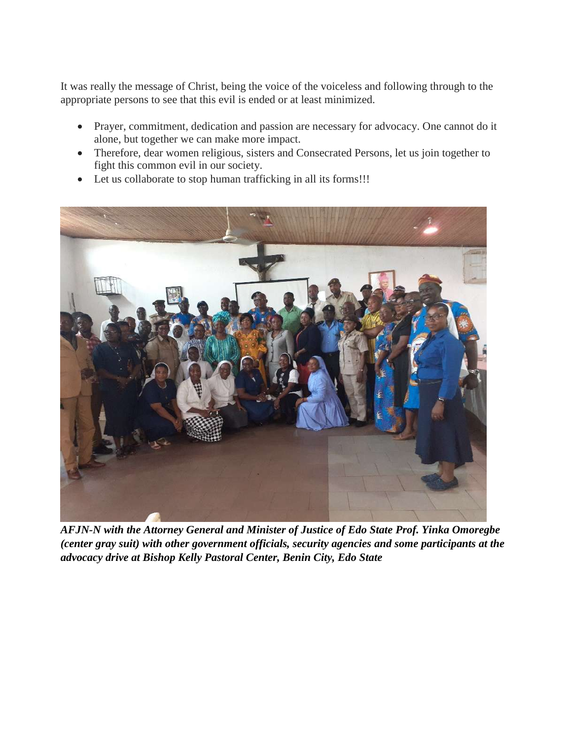It was really the message of Christ, being the voice of the voiceless and following through to the appropriate persons to see that this evil is ended or at least minimized.

- Prayer, commitment, dedication and passion are necessary for advocacy. One cannot do it alone, but together we can make more impact.
- Therefore, dear women religious, sisters and Consecrated Persons, let us join together to fight this common evil in our society.
- Let us collaborate to stop human trafficking in all its forms!!!

***AFJN-N with the Attorney General and Minister of Justice of Edo State Prof. Yinka Omoregbe (center gray suit) with other government officials, security agencies and some participants at the advocacy drive at Bishop Kelly Pastoral Center, Benin City, Edo State***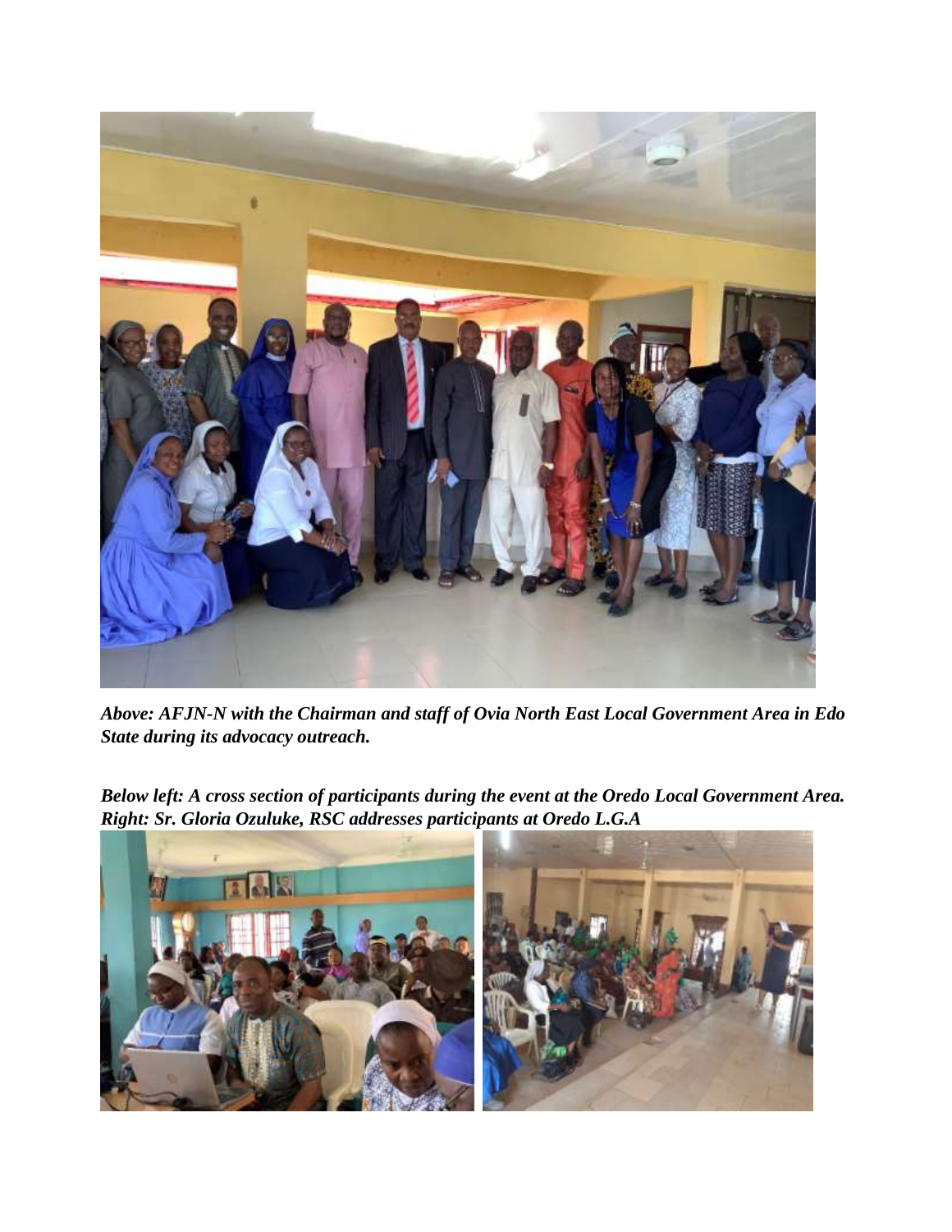*Above: AFJN-N with the Chairman and staff of Ovia North East Local Government Area in Edo State during its advocacy outreach.*

*Below left: A cross section of participants during the event at the Oredo Local Government Area. Right: Sr. Gloria Ozuluke, RSC addresses participants at Oredo L.G.A*